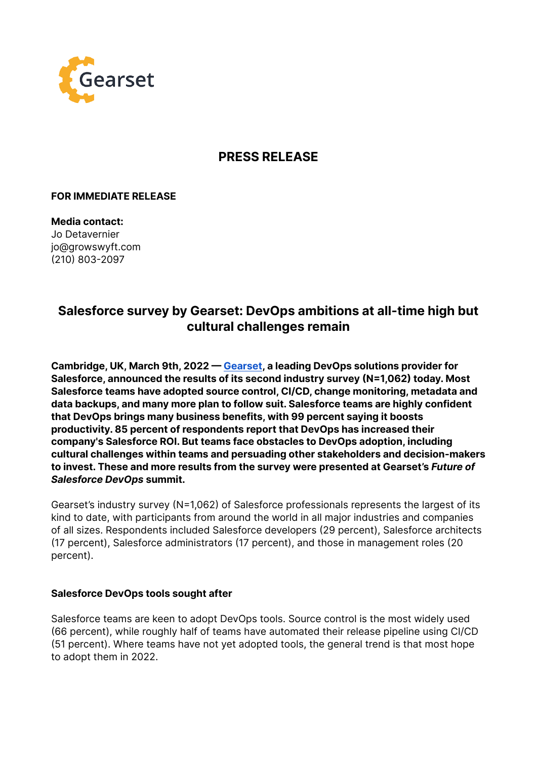Gearset

# PRESS RELEASE

**FOR IMMEDIATE RELEASE**

**Media contact:**
Jo Detavernier
jo@growswyft.com
(210) 803-2097

## Salesforce survey by Gearset: DevOps ambitions at all-time high but cultural challenges remain

**Cambridge, UK, March 9th, 2022 — [Gearset](), a leading DevOps solutions provider for Salesforce, announced the results of its second industry survey (N=1,062) today. Most Salesforce teams have adopted source control, CI/CD, change monitoring, metadata and data backups, and many more plan to follow suit. Salesforce teams are highly confident that DevOps brings many business benefits, with 99 percent saying it boosts productivity. 85 percent of respondents report that DevOps has increased their company's Salesforce ROI. But teams face obstacles to DevOps adoption, including cultural challenges within teams and persuading other stakeholders and decision-makers to invest. These and more results from the survey were presented at Gearset's *Future of Salesforce DevOps* summit.**

Gearset's industry survey (N=1,062) of Salesforce professionals represents the largest of its kind to date, with participants from around the world in all major industries and companies of all sizes. Respondents included Salesforce developers (29 percent), Salesforce architects (17 percent), Salesforce administrators (17 percent), and those in management roles (20 percent).

### Salesforce DevOps tools sought after

Salesforce teams are keen to adopt DevOps tools. Source control is the most widely used (66 percent), while roughly half of teams have automated their release pipeline using CI/CD (51 percent). Where teams have not yet adopted tools, the general trend is that most hope to adopt them in 2022.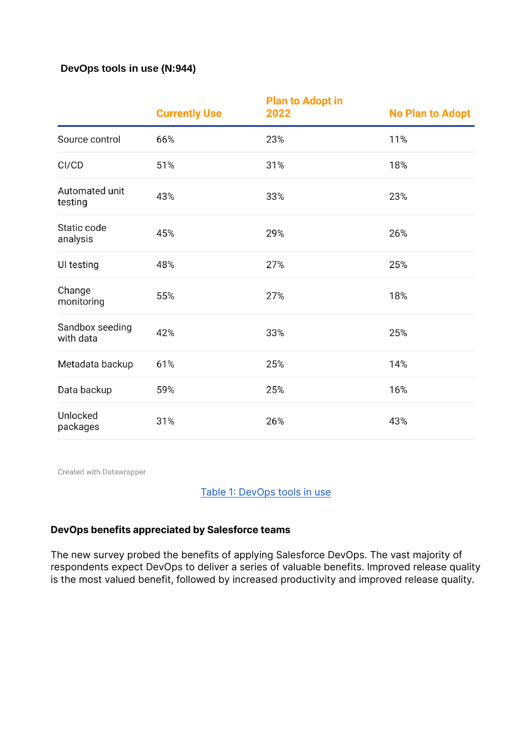**DevOps tools in use (N:944)**

| | Currently Use | Plan to Adopt in 2022 | No Plan to Adopt |
|---|---|---|---|
| Source control | 66% | 23% | 11% |
| CI/CD | 51% | 31% | 18% |
| Automated unit testing | 43% | 33% | 23% |
| Static code analysis | 45% | 29% | 26% |
| UI testing | 48% | 27% | 25% |
| Change monitoring | 55% | 27% | 18% |
| Sandbox seeding with data | 42% | 33% | 25% |
| Metadata backup | 61% | 25% | 14% |
| Data backup | 59% | 25% | 16% |
| Unlocked packages | 31% | 26% | 43% |

Created with Datawrapper

Table 1: DevOps tools in use

### DevOps benefits appreciated by Salesforce teams

The new survey probed the benefits of applying Salesforce DevOps. The vast majority of respondents expect DevOps to deliver a series of valuable benefits. Improved release quality is the most valued benefit, followed by increased productivity and improved release quality.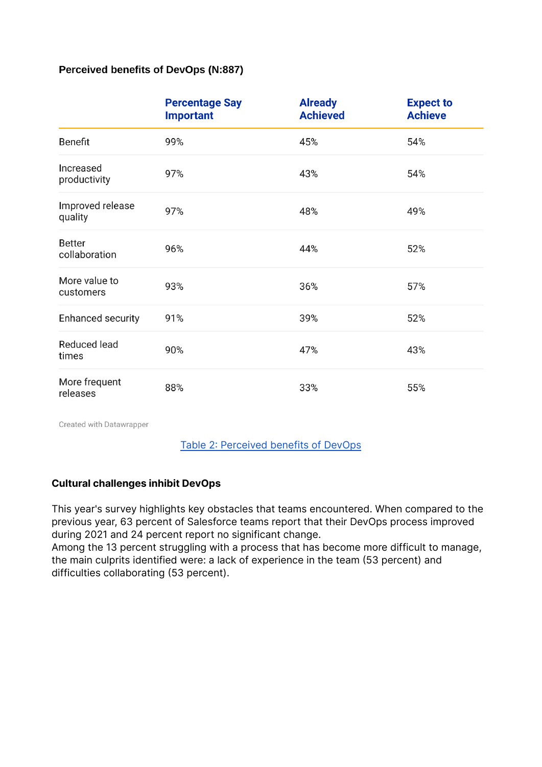**Perceived benefits of DevOps (N:887)**

| | Percentage Say Important | Already Achieved | Expect to Achieve |
|---|---|---|---|
| Benefit | 99% | 45% | 54% |
| Increased productivity | 97% | 43% | 54% |
| Improved release quality | 97% | 48% | 49% |
| Better collaboration | 96% | 44% | 52% |
| More value to customers | 93% | 36% | 57% |
| Enhanced security | 91% | 39% | 52% |
| Reduced lead times | 90% | 47% | 43% |
| More frequent releases | 88% | 33% | 55% |

Created with Datawrapper

Table 2: Perceived benefits of DevOps

### Cultural challenges inhibit DevOps

This year's survey highlights key obstacles that teams encountered. When compared to the previous year, 63 percent of Salesforce teams report that their DevOps process improved during 2021 and 24 percent report no significant change.
Among the 13 percent struggling with a process that has become more difficult to manage, the main culprits identified were: a lack of experience in the team (53 percent) and difficulties collaborating (53 percent).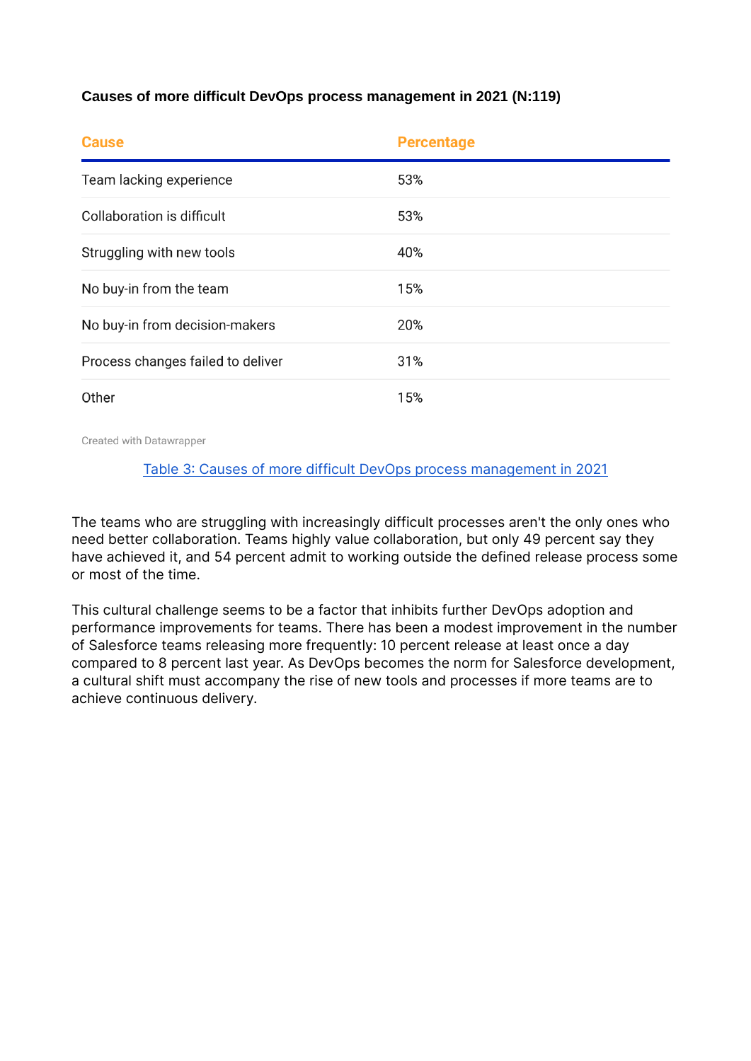**Causes of more difficult DevOps process management in 2021 (N:119)**

| Cause | Percentage |
| --- | --- |
| Team lacking experience | 53% |
| Collaboration is difficult | 53% |
| Struggling with new tools | 40% |
| No buy-in from the team | 15% |
| No buy-in from decision-makers | 20% |
| Process changes failed to deliver | 31% |
| Other | 15% |

Created with Datawrapper

Table 3: Causes of more difficult DevOps process management in 2021

The teams who are struggling with increasingly difficult processes aren't the only ones who need better collaboration. Teams highly value collaboration, but only 49 percent say they have achieved it, and 54 percent admit to working outside the defined release process some or most of the time.

This cultural challenge seems to be a factor that inhibits further DevOps adoption and performance improvements for teams. There has been a modest improvement in the number of Salesforce teams releasing more frequently: 10 percent release at least once a day compared to 8 percent last year. As DevOps becomes the norm for Salesforce development, a cultural shift must accompany the rise of new tools and processes if more teams are to achieve continuous delivery.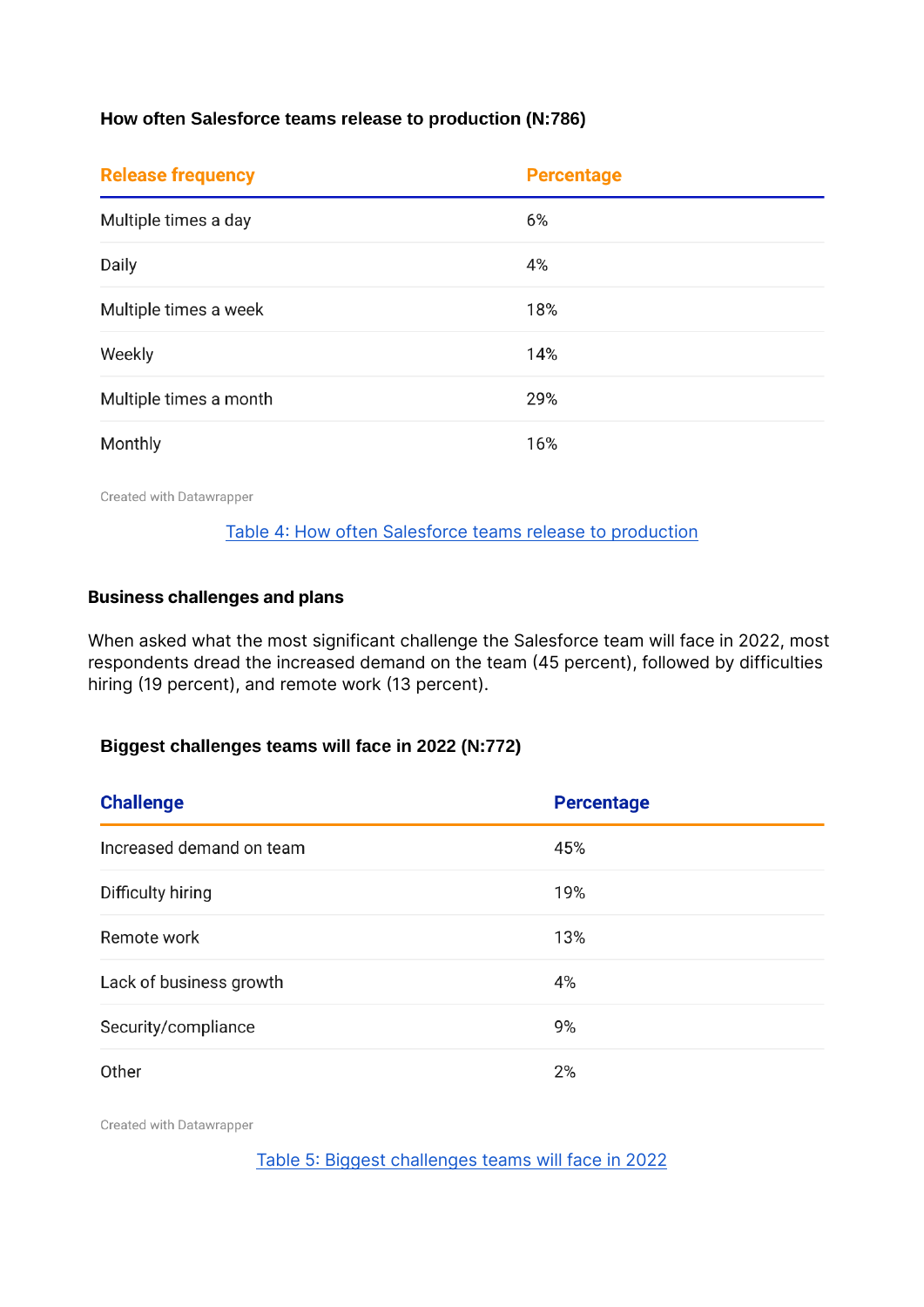**How often Salesforce teams release to production (N:786)**

| Release frequency | Percentage |
| --- | --- |
| Multiple times a day | 6% |
| Daily | 4% |
| Multiple times a week | 18% |
| Weekly | 14% |
| Multiple times a month | 29% |
| Monthly | 16% |

Created with Datawrapper

Table 4: How often Salesforce teams release to production

### Business challenges and plans

When asked what the most significant challenge the Salesforce team will face in 2022, most respondents dread the increased demand on the team (45 percent), followed by difficulties hiring (19 percent), and remote work (13 percent).

**Biggest challenges teams will face in 2022 (N:772)**

| Challenge | Percentage |
| --- | --- |
| Increased demand on team | 45% |
| Difficulty hiring | 19% |
| Remote work | 13% |
| Lack of business growth | 4% |
| Security/compliance | 9% |
| Other | 2% |

Created with Datawrapper

Table 5: Biggest challenges teams will face in 2022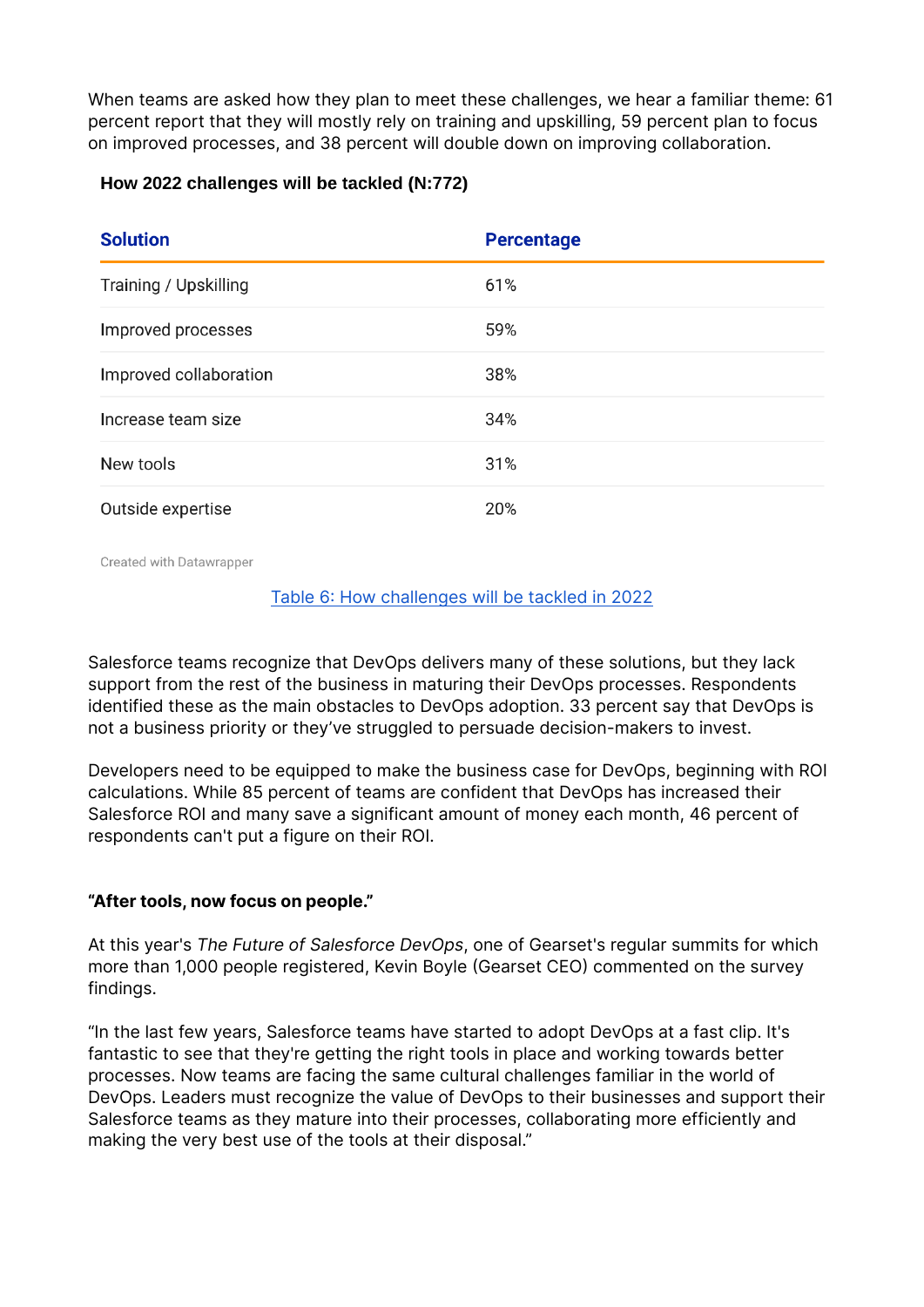When teams are asked how they plan to meet these challenges, we hear a familiar theme: 61 percent report that they will mostly rely on training and upskilling, 59 percent plan to focus on improved processes, and 38 percent will double down on improving collaboration.

**How 2022 challenges will be tackled (N:772)**

| Solution | Percentage |
| --- | --- |
| Training / Upskilling | 61% |
| Improved processes | 59% |
| Improved collaboration | 38% |
| Increase team size | 34% |
| New tools | 31% |
| Outside expertise | 20% |

Created with Datawrapper

Table 6: How challenges will be tackled in 2022

Salesforce teams recognize that DevOps delivers many of these solutions, but they lack support from the rest of the business in maturing their DevOps processes. Respondents identified these as the main obstacles to DevOps adoption. 33 percent say that DevOps is not a business priority or they've struggled to persuade decision-makers to invest.

Developers need to be equipped to make the business case for DevOps, beginning with ROI calculations. While 85 percent of teams are confident that DevOps has increased their Salesforce ROI and many save a significant amount of money each month, 46 percent of respondents can't put a figure on their ROI.

### "After tools, now focus on people."

At this year's *The Future of Salesforce DevOps*, one of Gearset's regular summits for which more than 1,000 people registered, Kevin Boyle (Gearset CEO) commented on the survey findings.

"In the last few years, Salesforce teams have started to adopt DevOps at a fast clip. It's fantastic to see that they're getting the right tools in place and working towards better processes. Now teams are facing the same cultural challenges familiar in the world of DevOps. Leaders must recognize the value of DevOps to their businesses and support their Salesforce teams as they mature into their processes, collaborating more efficiently and making the very best use of the tools at their disposal."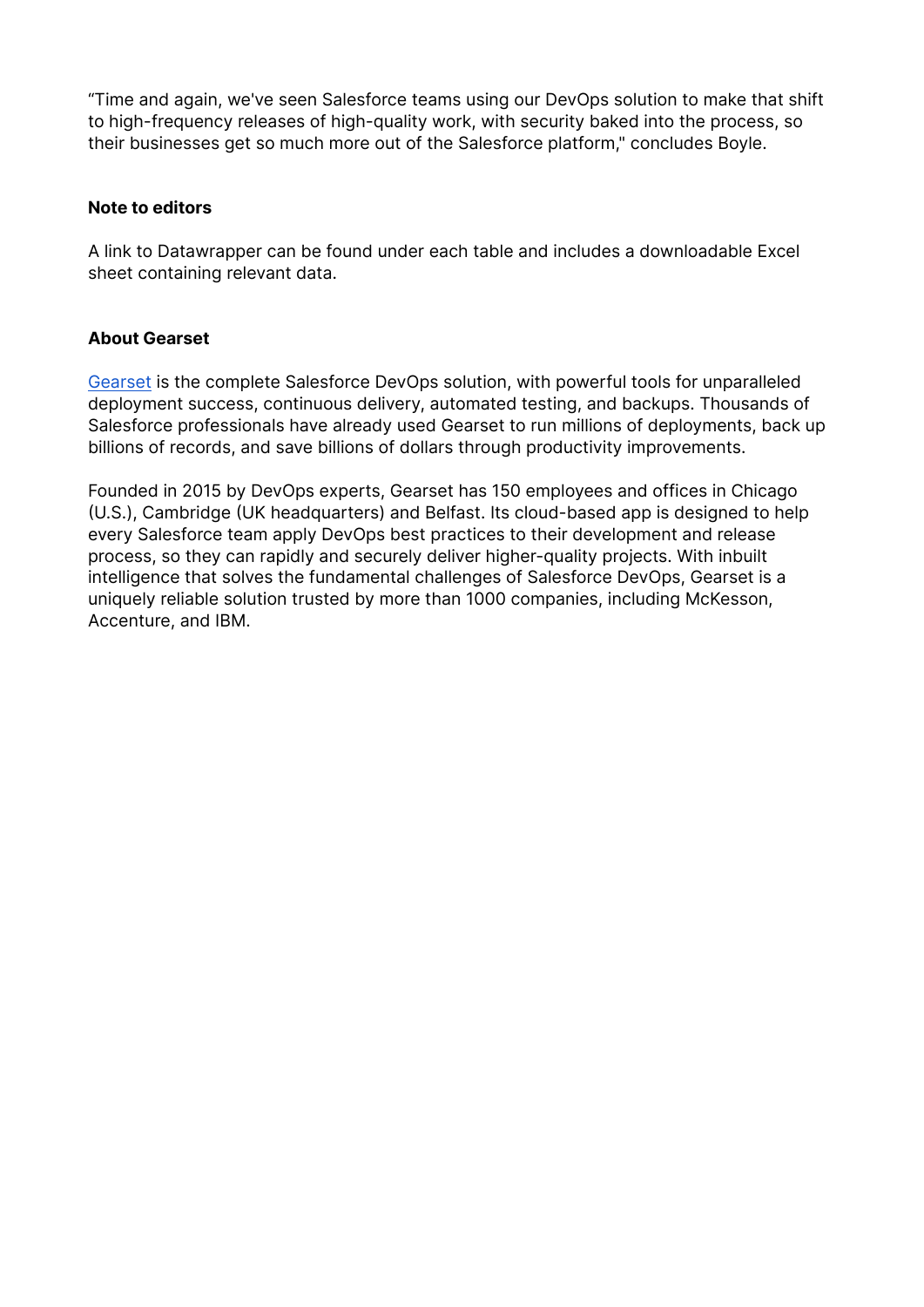“Time and again, we've seen Salesforce teams using our DevOps solution to make that shift to high-frequency releases of high-quality work, with security baked into the process, so their businesses get so much more out of the Salesforce platform," concludes Boyle.

**Note to editors**

A link to Datawrapper can be found under each table and includes a downloadable Excel sheet containing relevant data.

**About Gearset**

Gearset is the complete Salesforce DevOps solution, with powerful tools for unparalleled deployment success, continuous delivery, automated testing, and backups. Thousands of Salesforce professionals have already used Gearset to run millions of deployments, back up billions of records, and save billions of dollars through productivity improvements.

Founded in 2015 by DevOps experts, Gearset has 150 employees and offices in Chicago (U.S.), Cambridge (UK headquarters) and Belfast. Its cloud-based app is designed to help every Salesforce team apply DevOps best practices to their development and release process, so they can rapidly and securely deliver higher-quality projects. With inbuilt intelligence that solves the fundamental challenges of Salesforce DevOps, Gearset is a uniquely reliable solution trusted by more than 1000 companies, including McKesson, Accenture, and IBM.